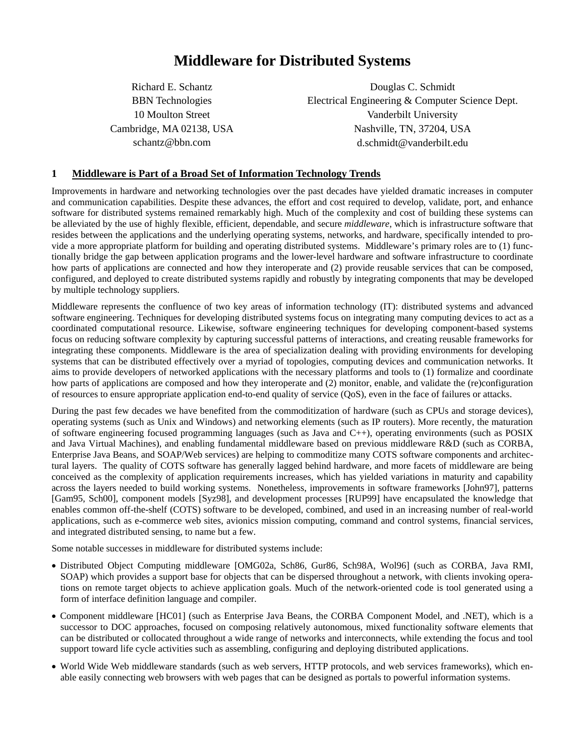# Middleware for Distributed Systems

Richard E. Schantz
BBN Technologies
10 Moulton Street
Cambridge, MA 02138, USA
schantz@bbn.com

Douglas C. Schmidt
Electrical Engineering & Computer Science Dept.
Vanderbilt University
Nashville, TN, 37204, USA
d.schmidt@vanderbilt.edu

## 1 Middleware is Part of a Broad Set of Information Technology Trends

Improvements in hardware and networking technologies over the past decades have yielded dramatic increases in computer and communication capabilities. Despite these advances, the effort and cost required to develop, validate, port, and enhance software for distributed systems remained remarkably high. Much of the complexity and cost of building these systems can be alleviated by the use of highly flexible, efficient, dependable, and secure *middleware*, which is infrastructure software that resides between the applications and the underlying operating systems, networks, and hardware, specifically intended to provide a more appropriate platform for building and operating distributed systems. Middleware's primary roles are to (1) functionally bridge the gap between application programs and the lower-level hardware and software infrastructure to coordinate how parts of applications are connected and how they interoperate and (2) provide reusable services that can be composed, configured, and deployed to create distributed systems rapidly and robustly by integrating components that may be developed by multiple technology suppliers.

Middleware represents the confluence of two key areas of information technology (IT): distributed systems and advanced software engineering. Techniques for developing distributed systems focus on integrating many computing devices to act as a coordinated computational resource. Likewise, software engineering techniques for developing component-based systems focus on reducing software complexity by capturing successful patterns of interactions, and creating reusable frameworks for integrating these components. Middleware is the area of specialization dealing with providing environments for developing systems that can be distributed effectively over a myriad of topologies, computing devices and communication networks. It aims to provide developers of networked applications with the necessary platforms and tools to (1) formalize and coordinate how parts of applications are composed and how they interoperate and (2) monitor, enable, and validate the (re)configuration of resources to ensure appropriate application end-to-end quality of service (QoS), even in the face of failures or attacks.

During the past few decades we have benefited from the commoditization of hardware (such as CPUs and storage devices), operating systems (such as Unix and Windows) and networking elements (such as IP routers). More recently, the maturation of software engineering focused programming languages (such as Java and C++), operating environments (such as POSIX and Java Virtual Machines), and enabling fundamental middleware based on previous middleware R&D (such as CORBA, Enterprise Java Beans, and SOAP/Web services) are helping to commoditize many COTS software components and architectural layers. The quality of COTS software has generally lagged behind hardware, and more facets of middleware are being conceived as the complexity of application requirements increases, which has yielded variations in maturity and capability across the layers needed to build working systems. Nonetheless, improvements in software frameworks [John97], patterns [Gam95, Sch00], component models [Syz98], and development processes [RUP99] have encapsulated the knowledge that enables common off-the-shelf (COTS) software to be developed, combined, and used in an increasing number of real-world applications, such as e-commerce web sites, avionics mission computing, command and control systems, financial services, and integrated distributed sensing, to name but a few.

Some notable successes in middleware for distributed systems include:

- Distributed Object Computing middleware [OMG02a, Sch86, Gur86, Sch98A, Wol96] (such as CORBA, Java RMI, SOAP) which provides a support base for objects that can be dispersed throughout a network, with clients invoking operations on remote target objects to achieve application goals. Much of the network-oriented code is tool generated using a form of interface definition language and compiler.
- Component middleware [HC01] (such as Enterprise Java Beans, the CORBA Component Model, and .NET), which is a successor to DOC approaches, focused on composing relatively autonomous, mixed functionality software elements that can be distributed or collocated throughout a wide range of networks and interconnects, while extending the focus and tool support toward life cycle activities such as assembling, configuring and deploying distributed applications.
- World Wide Web middleware standards (such as web servers, HTTP protocols, and web services frameworks), which enable easily connecting web browsers with web pages that can be designed as portals to powerful information systems.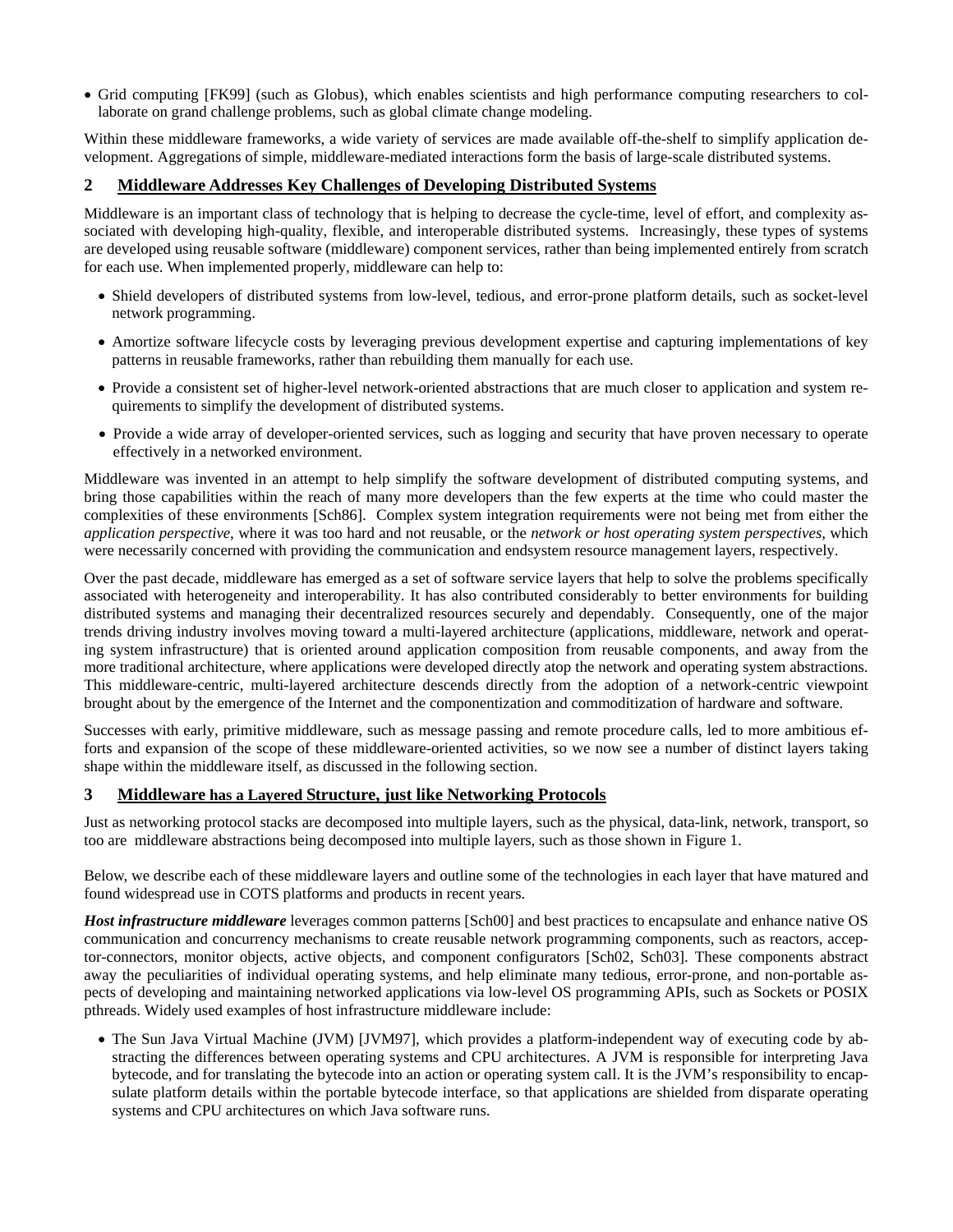- Grid computing [FK99] (such as Globus), which enables scientists and high performance computing researchers to collaborate on grand challenge problems, such as global climate change modeling.

Within these middleware frameworks, a wide variety of services are made available off-the-shelf to simplify application development. Aggregations of simple, middleware-mediated interactions form the basis of large-scale distributed systems.

## 2 Middleware Addresses Key Challenges of Developing Distributed Systems

Middleware is an important class of technology that is helping to decrease the cycle-time, level of effort, and complexity associated with developing high-quality, flexible, and interoperable distributed systems. Increasingly, these types of systems are developed using reusable software (middleware) component services, rather than being implemented entirely from scratch for each use. When implemented properly, middleware can help to:

- Shield developers of distributed systems from low-level, tedious, and error-prone platform details, such as socket-level network programming.
- Amortize software lifecycle costs by leveraging previous development expertise and capturing implementations of key patterns in reusable frameworks, rather than rebuilding them manually for each use.
- Provide a consistent set of higher-level network-oriented abstractions that are much closer to application and system requirements to simplify the development of distributed systems.
- Provide a wide array of developer-oriented services, such as logging and security that have proven necessary to operate effectively in a networked environment.

Middleware was invented in an attempt to help simplify the software development of distributed computing systems, and bring those capabilities within the reach of many more developers than the few experts at the time who could master the complexities of these environments [Sch86]. Complex system integration requirements were not being met from either the *application perspective*, where it was too hard and not reusable, or the *network or host operating system perspectives*, which were necessarily concerned with providing the communication and endsystem resource management layers, respectively.

Over the past decade, middleware has emerged as a set of software service layers that help to solve the problems specifically associated with heterogeneity and interoperability. It has also contributed considerably to better environments for building distributed systems and managing their decentralized resources securely and dependably. Consequently, one of the major trends driving industry involves moving toward a multi-layered architecture (applications, middleware, network and operating system infrastructure) that is oriented around application composition from reusable components, and away from the more traditional architecture, where applications were developed directly atop the network and operating system abstractions. This middleware-centric, multi-layered architecture descends directly from the adoption of a network-centric viewpoint brought about by the emergence of the Internet and the componentization and commoditization of hardware and software.

Successes with early, primitive middleware, such as message passing and remote procedure calls, led to more ambitious efforts and expansion of the scope of these middleware-oriented activities, so we now see a number of distinct layers taking shape within the middleware itself, as discussed in the following section.

## 3 Middleware has a Layered Structure, just like Networking Protocols

Just as networking protocol stacks are decomposed into multiple layers, such as the physical, data-link, network, transport, so too are middleware abstractions being decomposed into multiple layers, such as those shown in Figure 1.

Below, we describe each of these middleware layers and outline some of the technologies in each layer that have matured and found widespread use in COTS platforms and products in recent years.

***Host infrastructure middleware*** leverages common patterns [Sch00] and best practices to encapsulate and enhance native OS communication and concurrency mechanisms to create reusable network programming components, such as reactors, acceptor-connectors, monitor objects, active objects, and component configurators [Sch02, Sch03]. These components abstract away the peculiarities of individual operating systems, and help eliminate many tedious, error-prone, and non-portable aspects of developing and maintaining networked applications via low-level OS programming APIs, such as Sockets or POSIX pthreads. Widely used examples of host infrastructure middleware include:

- The Sun Java Virtual Machine (JVM) [JVM97], which provides a platform-independent way of executing code by abstracting the differences between operating systems and CPU architectures. A JVM is responsible for interpreting Java bytecode, and for translating the bytecode into an action or operating system call. It is the JVM's responsibility to encapsulate platform details within the portable bytecode interface, so that applications are shielded from disparate operating systems and CPU architectures on which Java software runs.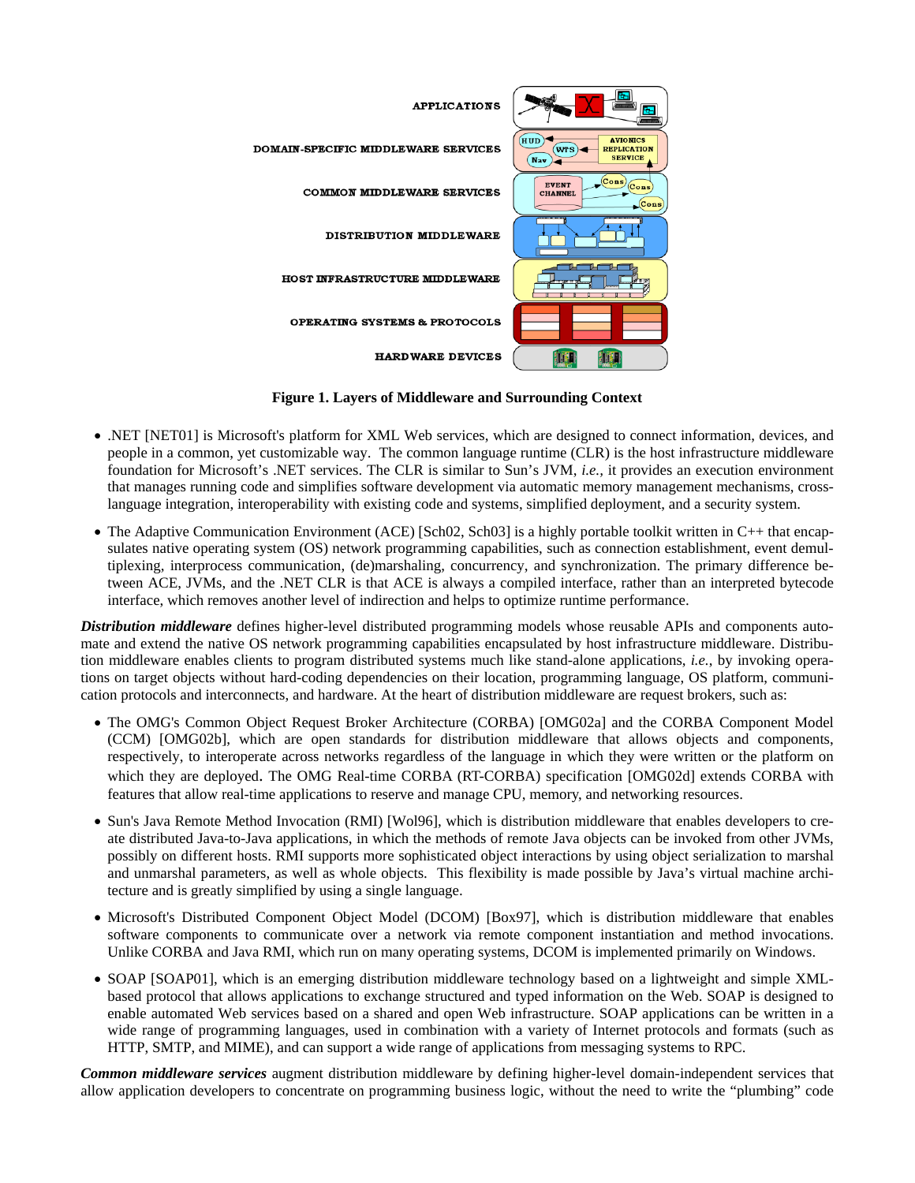**Figure 1. Layers of Middleware and Surrounding Context**

- .NET [NET01] is Microsoft's platform for XML Web services, which are designed to connect information, devices, and people in a common, yet customizable way. The common language runtime (CLR) is the host infrastructure middleware foundation for Microsoft's .NET services. The CLR is similar to Sun's JVM, *i.e.,* it provides an execution environment that manages running code and simplifies software development via automatic memory management mechanisms, cross-language integration, interoperability with existing code and systems, simplified deployment, and a security system.
- The Adaptive Communication Environment (ACE) [Sch02, Sch03] is a highly portable toolkit written in C++ that encapsulates native operating system (OS) network programming capabilities, such as connection establishment, event demultiplexing, interprocess communication, (de)marshaling, concurrency, and synchronization. The primary difference between ACE, JVMs, and the .NET CLR is that ACE is always a compiled interface, rather than an interpreted bytecode interface, which removes another level of indirection and helps to optimize runtime performance.

***Distribution middleware*** defines higher-level distributed programming models whose reusable APIs and components automate and extend the native OS network programming capabilities encapsulated by host infrastructure middleware. Distribution middleware enables clients to program distributed systems much like stand-alone applications, *i.e.*, by invoking operations on target objects without hard-coding dependencies on their location, programming language, OS platform, communication protocols and interconnects, and hardware. At the heart of distribution middleware are request brokers, such as:

- The OMG's Common Object Request Broker Architecture (CORBA) [OMG02a] and the CORBA Component Model (CCM) [OMG02b], which are open standards for distribution middleware that allows objects and components, respectively, to interoperate across networks regardless of the language in which they were written or the platform on which they are deployed. The OMG Real-time CORBA (RT-CORBA) specification [OMG02d] extends CORBA with features that allow real-time applications to reserve and manage CPU, memory, and networking resources.
- Sun's Java Remote Method Invocation (RMI) [Wol96], which is distribution middleware that enables developers to create distributed Java-to-Java applications, in which the methods of remote Java objects can be invoked from other JVMs, possibly on different hosts. RMI supports more sophisticated object interactions by using object serialization to marshal and unmarshal parameters, as well as whole objects. This flexibility is made possible by Java's virtual machine architecture and is greatly simplified by using a single language.
- Microsoft's Distributed Component Object Model (DCOM) [Box97], which is distribution middleware that enables software components to communicate over a network via remote component instantiation and method invocations. Unlike CORBA and Java RMI, which run on many operating systems, DCOM is implemented primarily on Windows.
- SOAP [SOAP01], which is an emerging distribution middleware technology based on a lightweight and simple XML-based protocol that allows applications to exchange structured and typed information on the Web. SOAP is designed to enable automated Web services based on a shared and open Web infrastructure. SOAP applications can be written in a wide range of programming languages, used in combination with a variety of Internet protocols and formats (such as HTTP, SMTP, and MIME), and can support a wide range of applications from messaging systems to RPC.

***Common middleware services*** augment distribution middleware by defining higher-level domain-independent services that allow application developers to concentrate on programming business logic, without the need to write the "plumbing" code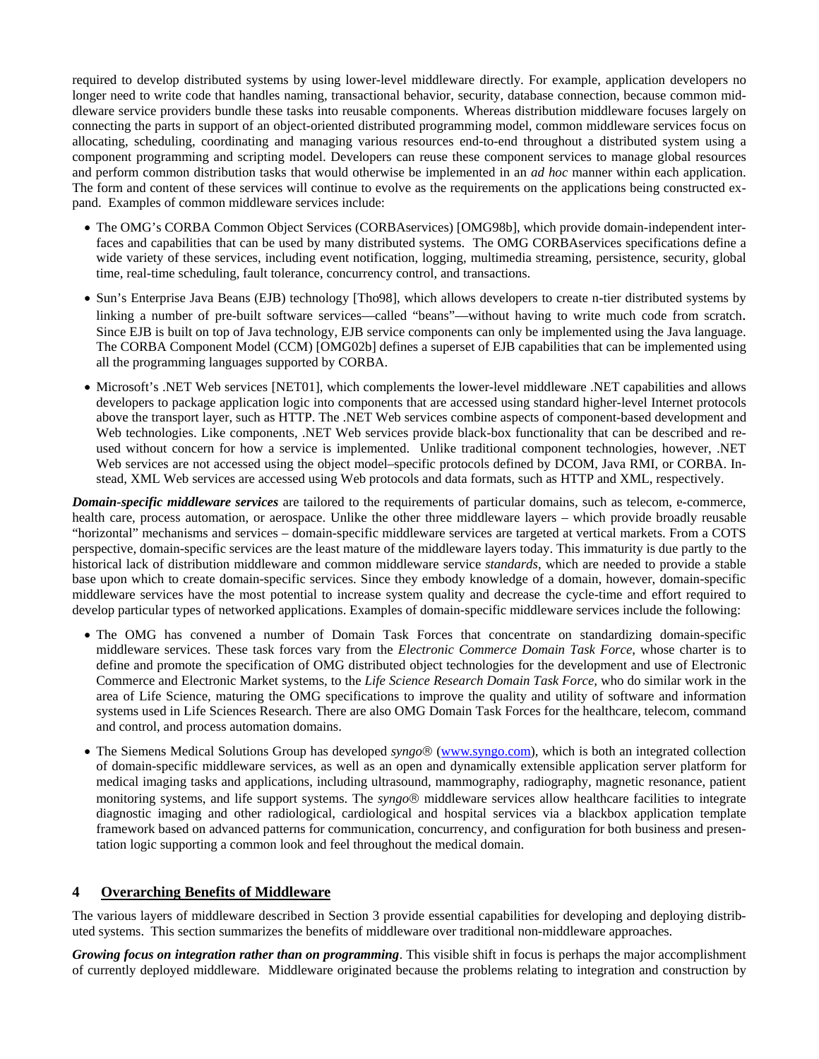required to develop distributed systems by using lower-level middleware directly. For example, application developers no longer need to write code that handles naming, transactional behavior, security, database connection, because common middleware service providers bundle these tasks into reusable components. Whereas distribution middleware focuses largely on connecting the parts in support of an object-oriented distributed programming model, common middleware services focus on allocating, scheduling, coordinating and managing various resources end-to-end throughout a distributed system using a component programming and scripting model. Developers can reuse these component services to manage global resources and perform common distribution tasks that would otherwise be implemented in an *ad hoc* manner within each application. The form and content of these services will continue to evolve as the requirements on the applications being constructed expand. Examples of common middleware services include:

- The OMG's CORBA Common Object Services (CORBAservices) [OMG98b], which provide domain-independent interfaces and capabilities that can be used by many distributed systems. The OMG CORBAservices specifications define a wide variety of these services, including event notification, logging, multimedia streaming, persistence, security, global time, real-time scheduling, fault tolerance, concurrency control, and transactions.
- Sun's Enterprise Java Beans (EJB) technology [Tho98], which allows developers to create n-tier distributed systems by linking a number of pre-built software services—called "beans"—without having to write much code from scratch. Since EJB is built on top of Java technology, EJB service components can only be implemented using the Java language. The CORBA Component Model (CCM) [OMG02b] defines a superset of EJB capabilities that can be implemented using all the programming languages supported by CORBA.
- Microsoft's .NET Web services [NET01], which complements the lower-level middleware .NET capabilities and allows developers to package application logic into components that are accessed using standard higher-level Internet protocols above the transport layer, such as HTTP. The .NET Web services combine aspects of component-based development and Web technologies. Like components, .NET Web services provide black-box functionality that can be described and reused without concern for how a service is implemented. Unlike traditional component technologies, however, .NET Web services are not accessed using the object model–specific protocols defined by DCOM, Java RMI, or CORBA. Instead, XML Web services are accessed using Web protocols and data formats, such as HTTP and XML, respectively.

***Domain-specific middleware services*** are tailored to the requirements of particular domains, such as telecom, e-commerce, health care, process automation, or aerospace. Unlike the other three middleware layers – which provide broadly reusable "horizontal" mechanisms and services – domain-specific middleware services are targeted at vertical markets. From a COTS perspective, domain-specific services are the least mature of the middleware layers today. This immaturity is due partly to the historical lack of distribution middleware and common middleware service *standards*, which are needed to provide a stable base upon which to create domain-specific services. Since they embody knowledge of a domain, however, domain-specific middleware services have the most potential to increase system quality and decrease the cycle-time and effort required to develop particular types of networked applications. Examples of domain-specific middleware services include the following:

- The OMG has convened a number of Domain Task Forces that concentrate on standardizing domain-specific middleware services. These task forces vary from the *Electronic Commerce Domain Task Force*, whose charter is to define and promote the specification of OMG distributed object technologies for the development and use of Electronic Commerce and Electronic Market systems, to the *Life Science Research Domain Task Force,* who do similar work in the area of Life Science, maturing the OMG specifications to improve the quality and utility of software and information systems used in Life Sciences Research. There are also OMG Domain Task Forces for the healthcare, telecom, command and control, and process automation domains.
- The Siemens Medical Solutions Group has developed *syngo*® (www.syngo.com), which is both an integrated collection of domain-specific middleware services, as well as an open and dynamically extensible application server platform for medical imaging tasks and applications, including ultrasound, mammography, radiography, magnetic resonance, patient monitoring systems, and life support systems. The *syngo*® middleware services allow healthcare facilities to integrate diagnostic imaging and other radiological, cardiological and hospital services via a blackbox application template framework based on advanced patterns for communication, concurrency, and configuration for both business and presentation logic supporting a common look and feel throughout the medical domain.

## 4 Overarching Benefits of Middleware

The various layers of middleware described in Section 3 provide essential capabilities for developing and deploying distributed systems. This section summarizes the benefits of middleware over traditional non-middleware approaches.

***Growing focus on integration rather than on programming***. This visible shift in focus is perhaps the major accomplishment of currently deployed middleware. Middleware originated because the problems relating to integration and construction by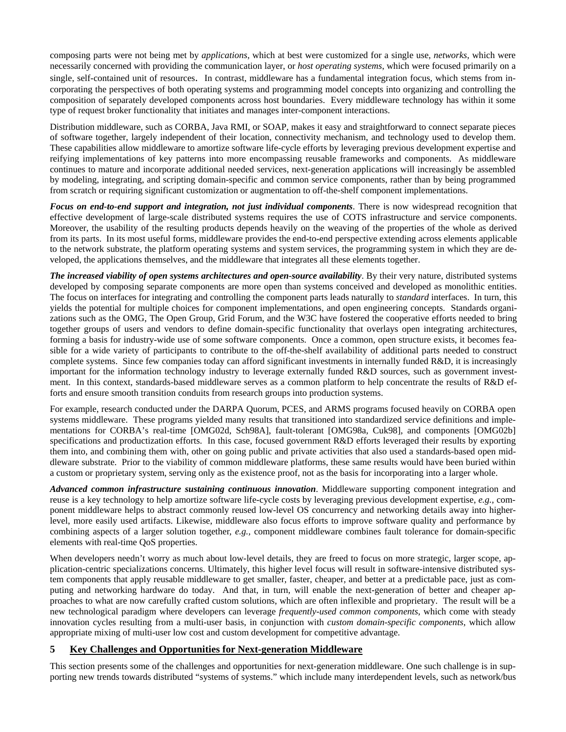composing parts were not being met by *applications*, which at best were customized for a single use, *networks*, which were necessarily concerned with providing the communication layer, or *host operating systems*, which were focused primarily on a single, self-contained unit of resources. In contrast, middleware has a fundamental integration focus, which stems from incorporating the perspectives of both operating systems and programming model concepts into organizing and controlling the composition of separately developed components across host boundaries. Every middleware technology has within it some type of request broker functionality that initiates and manages inter-component interactions.

Distribution middleware, such as CORBA, Java RMI, or SOAP, makes it easy and straightforward to connect separate pieces of software together, largely independent of their location, connectivity mechanism, and technology used to develop them. These capabilities allow middleware to amortize software life-cycle efforts by leveraging previous development expertise and reifying implementations of key patterns into more encompassing reusable frameworks and components. As middleware continues to mature and incorporate additional needed services, next-generation applications will increasingly be assembled by modeling, integrating, and scripting domain-specific and common service components, rather than by being programmed from scratch or requiring significant customization or augmentation to off-the-shelf component implementations.

***Focus on end-to-end support and integration, not just individual components***. There is now widespread recognition that effective development of large-scale distributed systems requires the use of COTS infrastructure and service components. Moreover, the usability of the resulting products depends heavily on the weaving of the properties of the whole as derived from its parts. In its most useful forms, middleware provides the end-to-end perspective extending across elements applicable to the network substrate, the platform operating systems and system services, the programming system in which they are developed, the applications themselves, and the middleware that integrates all these elements together.

***The increased viability of open systems architectures and open-source availability***. By their very nature, distributed systems developed by composing separate components are more open than systems conceived and developed as monolithic entities. The focus on interfaces for integrating and controlling the component parts leads naturally to *standard* interfaces. In turn, this yields the potential for multiple choices for component implementations, and open engineering concepts. Standards organizations such as the OMG, The Open Group, Grid Forum, and the W3C have fostered the cooperative efforts needed to bring together groups of users and vendors to define domain-specific functionality that overlays open integrating architectures, forming a basis for industry-wide use of some software components. Once a common, open structure exists, it becomes feasible for a wide variety of participants to contribute to the off-the-shelf availability of additional parts needed to construct complete systems. Since few companies today can afford significant investments in internally funded R&D, it is increasingly important for the information technology industry to leverage externally funded R&D sources, such as government investment. In this context, standards-based middleware serves as a common platform to help concentrate the results of R&D efforts and ensure smooth transition conduits from research groups into production systems.

For example, research conducted under the DARPA Quorum, PCES, and ARMS programs focused heavily on CORBA open systems middleware. These programs yielded many results that transitioned into standardized service definitions and implementations for CORBA's real-time [OMG02d, Sch98A], fault-tolerant [OMG98a, Cuk98], and components [OMG02b] specifications and productization efforts. In this case, focused government R&D efforts leveraged their results by exporting them into, and combining them with, other on going public and private activities that also used a standards-based open middleware substrate. Prior to the viability of common middleware platforms, these same results would have been buried within a custom or proprietary system, serving only as the existence proof, not as the basis for incorporating into a larger whole.

***Advanced common infrastructure sustaining continuous innovation***. Middleware supporting component integration and reuse is a key technology to help amortize software life-cycle costs by leveraging previous development expertise, *e.g.,* component middleware helps to abstract commonly reused low-level OS concurrency and networking details away into higher-level, more easily used artifacts. Likewise, middleware also focus efforts to improve software quality and performance by combining aspects of a larger solution together, *e.g.,* component middleware combines fault tolerance for domain-specific elements with real-time QoS properties.

When developers needn't worry as much about low-level details, they are freed to focus on more strategic, larger scope, application-centric specializations concerns. Ultimately, this higher level focus will result in software-intensive distributed system components that apply reusable middleware to get smaller, faster, cheaper, and better at a predictable pace, just as computing and networking hardware do today. And that, in turn, will enable the next-generation of better and cheaper approaches to what are now carefully crafted custom solutions, which are often inflexible and proprietary. The result will be a new technological paradigm where developers can leverage *frequently-used common components*, which come with steady innovation cycles resulting from a multi-user basis, in conjunction with *custom domain-specific components*, which allow appropriate mixing of multi-user low cost and custom development for competitive advantage.

## 5 Key Challenges and Opportunities for Next-generation Middleware

This section presents some of the challenges and opportunities for next-generation middleware. One such challenge is in supporting new trends towards distributed "systems of systems." which include many interdependent levels, such as network/bus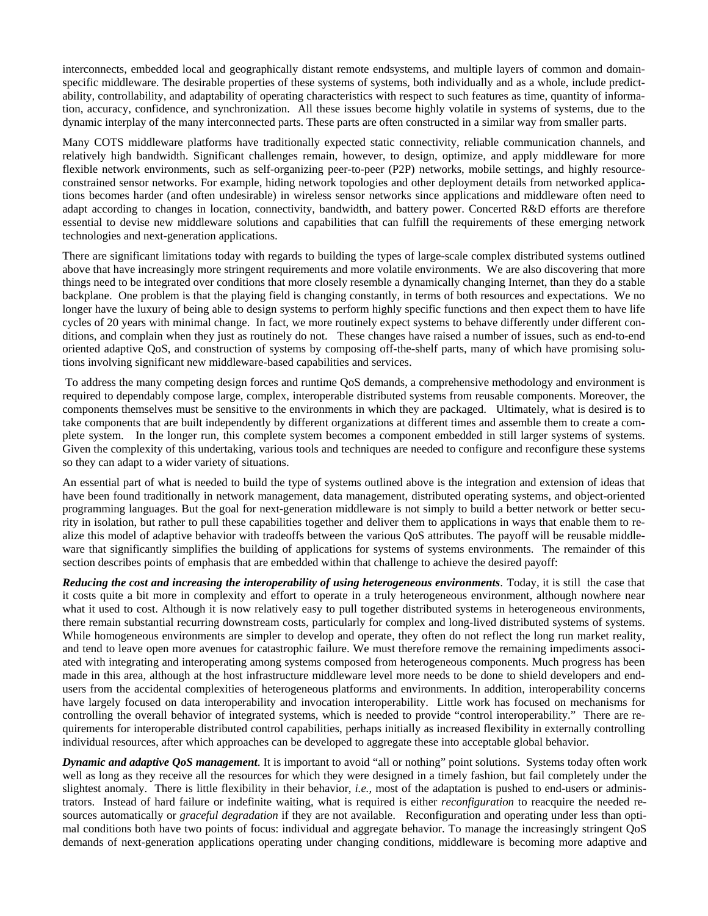interconnects, embedded local and geographically distant remote endsystems, and multiple layers of common and domain-specific middleware. The desirable properties of these systems of systems, both individually and as a whole, include predictability, controllability, and adaptability of operating characteristics with respect to such features as time, quantity of information, accuracy, confidence, and synchronization. All these issues become highly volatile in systems of systems, due to the dynamic interplay of the many interconnected parts. These parts are often constructed in a similar way from smaller parts.

Many COTS middleware platforms have traditionally expected static connectivity, reliable communication channels, and relatively high bandwidth. Significant challenges remain, however, to design, optimize, and apply middleware for more flexible network environments, such as self-organizing peer-to-peer (P2P) networks, mobile settings, and highly resource-constrained sensor networks. For example, hiding network topologies and other deployment details from networked applications becomes harder (and often undesirable) in wireless sensor networks since applications and middleware often need to adapt according to changes in location, connectivity, bandwidth, and battery power. Concerted R&D efforts are therefore essential to devise new middleware solutions and capabilities that can fulfill the requirements of these emerging network technologies and next-generation applications.

There are significant limitations today with regards to building the types of large-scale complex distributed systems outlined above that have increasingly more stringent requirements and more volatile environments. We are also discovering that more things need to be integrated over conditions that more closely resemble a dynamically changing Internet, than they do a stable backplane. One problem is that the playing field is changing constantly, in terms of both resources and expectations. We no longer have the luxury of being able to design systems to perform highly specific functions and then expect them to have life cycles of 20 years with minimal change. In fact, we more routinely expect systems to behave differently under different conditions, and complain when they just as routinely do not. These changes have raised a number of issues, such as end-to-end oriented adaptive QoS, and construction of systems by composing off-the-shelf parts, many of which have promising solutions involving significant new middleware-based capabilities and services.

To address the many competing design forces and runtime QoS demands, a comprehensive methodology and environment is required to dependably compose large, complex, interoperable distributed systems from reusable components. Moreover, the components themselves must be sensitive to the environments in which they are packaged. Ultimately, what is desired is to take components that are built independently by different organizations at different times and assemble them to create a complete system. In the longer run, this complete system becomes a component embedded in still larger systems of systems. Given the complexity of this undertaking, various tools and techniques are needed to configure and reconfigure these systems so they can adapt to a wider variety of situations.

An essential part of what is needed to build the type of systems outlined above is the integration and extension of ideas that have been found traditionally in network management, data management, distributed operating systems, and object-oriented programming languages. But the goal for next-generation middleware is not simply to build a better network or better security in isolation, but rather to pull these capabilities together and deliver them to applications in ways that enable them to realize this model of adaptive behavior with tradeoffs between the various QoS attributes. The payoff will be reusable middleware that significantly simplifies the building of applications for systems of systems environments. The remainder of this section describes points of emphasis that are embedded within that challenge to achieve the desired payoff:

***Reducing the cost and increasing the interoperability of using heterogeneous environments***. Today, it is still the case that it costs quite a bit more in complexity and effort to operate in a truly heterogeneous environment, although nowhere near what it used to cost. Although it is now relatively easy to pull together distributed systems in heterogeneous environments, there remain substantial recurring downstream costs, particularly for complex and long-lived distributed systems of systems. While homogeneous environments are simpler to develop and operate, they often do not reflect the long run market reality, and tend to leave open more avenues for catastrophic failure. We must therefore remove the remaining impediments associated with integrating and interoperating among systems composed from heterogeneous components. Much progress has been made in this area, although at the host infrastructure middleware level more needs to be done to shield developers and end-users from the accidental complexities of heterogeneous platforms and environments. In addition, interoperability concerns have largely focused on data interoperability and invocation interoperability. Little work has focused on mechanisms for controlling the overall behavior of integrated systems, which is needed to provide "control interoperability." There are requirements for interoperable distributed control capabilities, perhaps initially as increased flexibility in externally controlling individual resources, after which approaches can be developed to aggregate these into acceptable global behavior.

***Dynamic and adaptive QoS management***. It is important to avoid "all or nothing" point solutions. Systems today often work well as long as they receive all the resources for which they were designed in a timely fashion, but fail completely under the slightest anomaly. There is little flexibility in their behavior, *i.e.*, most of the adaptation is pushed to end-users or administrators. Instead of hard failure or indefinite waiting, what is required is either *reconfiguration* to reacquire the needed resources automatically or *graceful degradation* if they are not available. Reconfiguration and operating under less than optimal conditions both have two points of focus: individual and aggregate behavior. To manage the increasingly stringent QoS demands of next-generation applications operating under changing conditions, middleware is becoming more adaptive and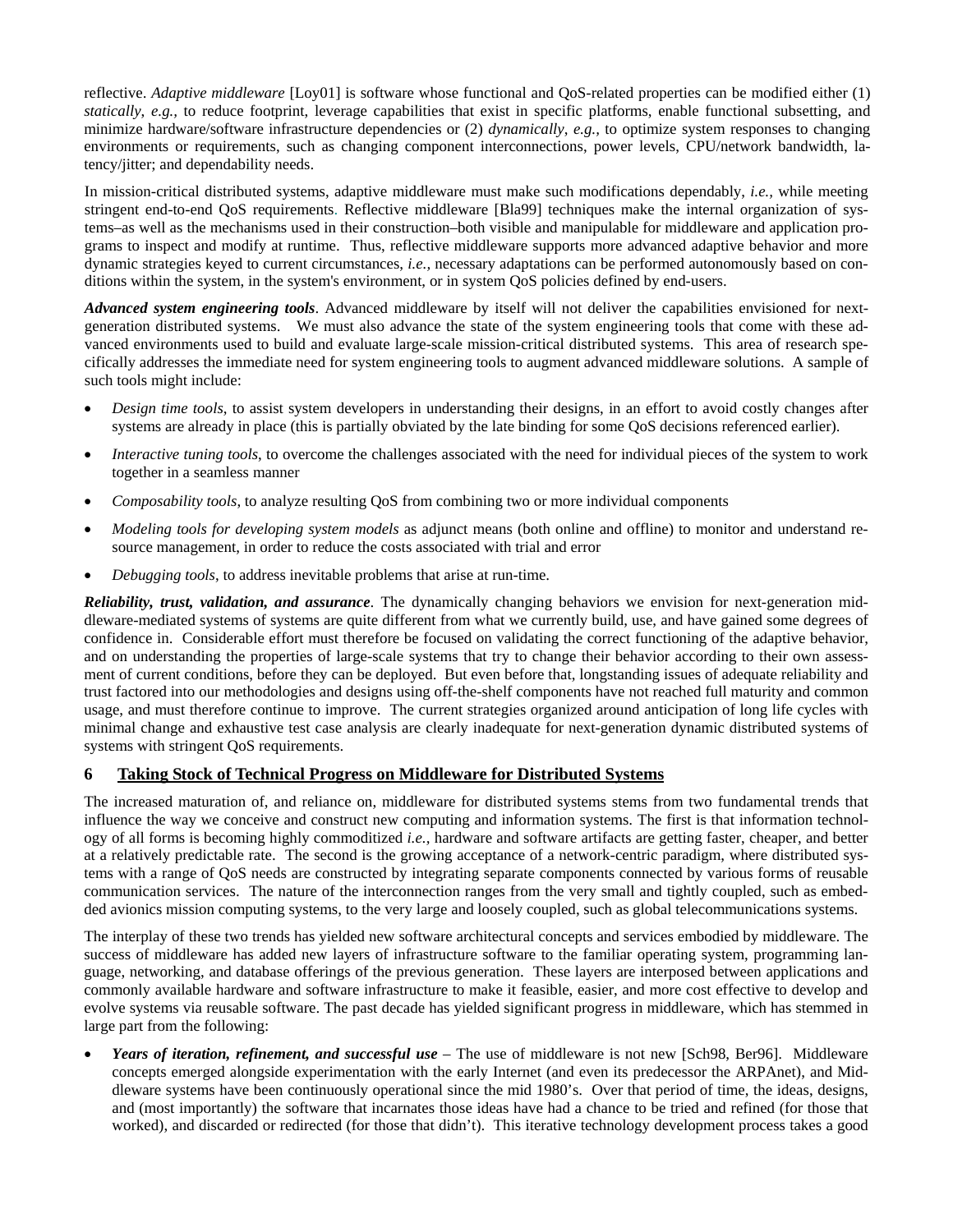reflective. *Adaptive middleware* [Loy01] is software whose functional and QoS-related properties can be modified either (1) *statically*, *e.g.,* to reduce footprint, leverage capabilities that exist in specific platforms, enable functional subsetting, and minimize hardware/software infrastructure dependencies or (2) *dynamically*, *e.g.,* to optimize system responses to changing environments or requirements, such as changing component interconnections, power levels, CPU/network bandwidth, latency/jitter; and dependability needs.

In mission-critical distributed systems, adaptive middleware must make such modifications dependably, *i.e.,* while meeting stringent end-to-end QoS requirements. Reflective middleware [Bla99] techniques make the internal organization of systems–as well as the mechanisms used in their construction–both visible and manipulable for middleware and application programs to inspect and modify at runtime. Thus, reflective middleware supports more advanced adaptive behavior and more dynamic strategies keyed to current circumstances, *i.e.,* necessary adaptations can be performed autonomously based on conditions within the system, in the system's environment, or in system QoS policies defined by end-users.

***Advanced system engineering tools***. Advanced middleware by itself will not deliver the capabilities envisioned for next-generation distributed systems. We must also advance the state of the system engineering tools that come with these advanced environments used to build and evaluate large-scale mission-critical distributed systems. This area of research specifically addresses the immediate need for system engineering tools to augment advanced middleware solutions. A sample of such tools might include:

- *Design time tools*, to assist system developers in understanding their designs, in an effort to avoid costly changes after systems are already in place (this is partially obviated by the late binding for some QoS decisions referenced earlier).
- *Interactive tuning tools*, to overcome the challenges associated with the need for individual pieces of the system to work together in a seamless manner
- *Composability tools*, to analyze resulting QoS from combining two or more individual components
- *Modeling tools for developing system models* as adjunct means (both online and offline) to monitor and understand resource management, in order to reduce the costs associated with trial and error
- *Debugging tools*, to address inevitable problems that arise at run-time.

***Reliability, trust, validation, and assurance***. The dynamically changing behaviors we envision for next-generation middleware-mediated systems of systems are quite different from what we currently build, use, and have gained some degrees of confidence in. Considerable effort must therefore be focused on validating the correct functioning of the adaptive behavior, and on understanding the properties of large-scale systems that try to change their behavior according to their own assessment of current conditions, before they can be deployed. But even before that, longstanding issues of adequate reliability and trust factored into our methodologies and designs using off-the-shelf components have not reached full maturity and common usage, and must therefore continue to improve. The current strategies organized around anticipation of long life cycles with minimal change and exhaustive test case analysis are clearly inadequate for next-generation dynamic distributed systems of systems with stringent QoS requirements.

## 6 Taking Stock of Technical Progress on Middleware for Distributed Systems

The increased maturation of, and reliance on, middleware for distributed systems stems from two fundamental trends that influence the way we conceive and construct new computing and information systems. The first is that information technology of all forms is becoming highly commoditized *i.e.,* hardware and software artifacts are getting faster, cheaper, and better at a relatively predictable rate. The second is the growing acceptance of a network-centric paradigm, where distributed systems with a range of QoS needs are constructed by integrating separate components connected by various forms of reusable communication services. The nature of the interconnection ranges from the very small and tightly coupled, such as embedded avionics mission computing systems, to the very large and loosely coupled, such as global telecommunications systems.

The interplay of these two trends has yielded new software architectural concepts and services embodied by middleware. The success of middleware has added new layers of infrastructure software to the familiar operating system, programming language, networking, and database offerings of the previous generation. These layers are interposed between applications and commonly available hardware and software infrastructure to make it feasible, easier, and more cost effective to develop and evolve systems via reusable software. The past decade has yielded significant progress in middleware, which has stemmed in large part from the following:

- ***Years of iteration, refinement, and successful use*** – The use of middleware is not new [Sch98, Ber96]. Middleware concepts emerged alongside experimentation with the early Internet (and even its predecessor the ARPAnet), and Middleware systems have been continuously operational since the mid 1980's. Over that period of time, the ideas, designs, and (most importantly) the software that incarnates those ideas have had a chance to be tried and refined (for those that worked), and discarded or redirected (for those that didn't). This iterative technology development process takes a good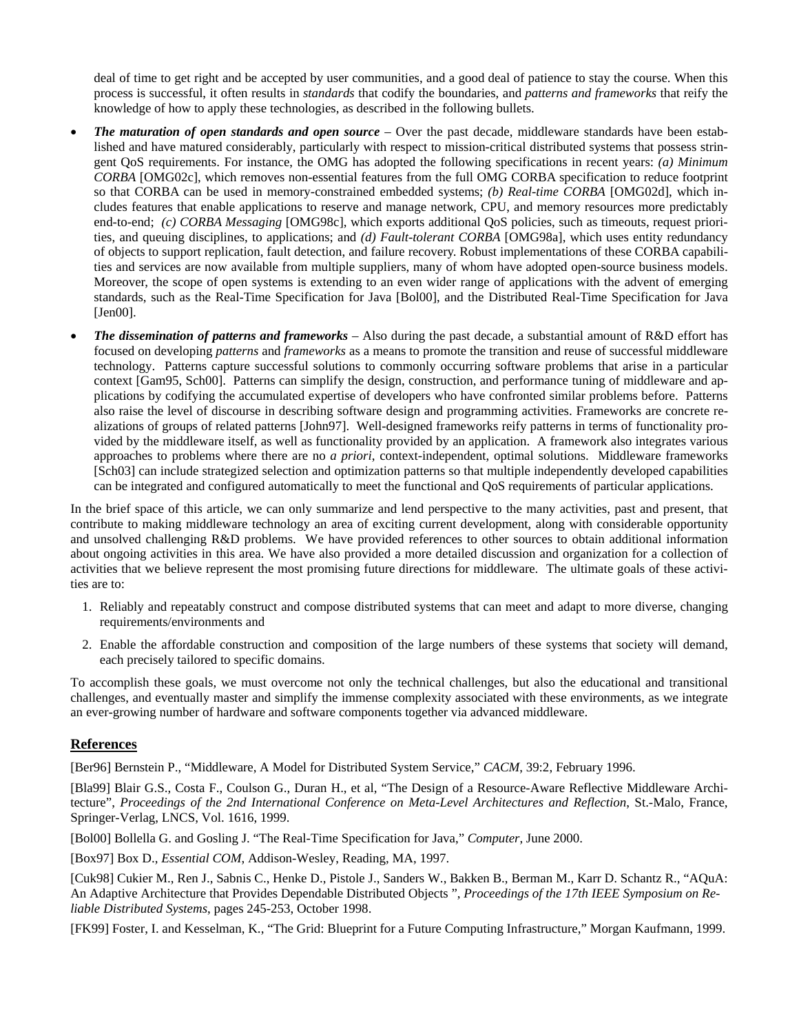deal of time to get right and be accepted by user communities, and a good deal of patience to stay the course. When this process is successful, it often results in *standards* that codify the boundaries, and *patterns and frameworks* that reify the knowledge of how to apply these technologies, as described in the following bullets.

- ***The maturation of open standards and open source*** – Over the past decade, middleware standards have been established and have matured considerably, particularly with respect to mission-critical distributed systems that possess stringent QoS requirements. For instance, the OMG has adopted the following specifications in recent years: *(a) Minimum CORBA* [OMG02c], which removes non-essential features from the full OMG CORBA specification to reduce footprint so that CORBA can be used in memory-constrained embedded systems; *(b) Real-time CORBA* [OMG02d], which includes features that enable applications to reserve and manage network, CPU, and memory resources more predictably end-to-end; *(c) CORBA Messaging* [OMG98c], which exports additional QoS policies, such as timeouts, request priorities, and queuing disciplines, to applications; and *(d) Fault-tolerant CORBA* [OMG98a], which uses entity redundancy of objects to support replication, fault detection, and failure recovery. Robust implementations of these CORBA capabilities and services are now available from multiple suppliers, many of whom have adopted open-source business models. Moreover, the scope of open systems is extending to an even wider range of applications with the advent of emerging standards, such as the Real-Time Specification for Java [Bol00], and the Distributed Real-Time Specification for Java [Jen00].
- ***The dissemination of patterns and frameworks*** – Also during the past decade, a substantial amount of R&D effort has focused on developing *patterns* and *frameworks* as a means to promote the transition and reuse of successful middleware technology. Patterns capture successful solutions to commonly occurring software problems that arise in a particular context [Gam95, Sch00]. Patterns can simplify the design, construction, and performance tuning of middleware and applications by codifying the accumulated expertise of developers who have confronted similar problems before. Patterns also raise the level of discourse in describing software design and programming activities. Frameworks are concrete realizations of groups of related patterns [John97]. Well-designed frameworks reify patterns in terms of functionality provided by the middleware itself, as well as functionality provided by an application. A framework also integrates various approaches to problems where there are no *a priori*, context-independent, optimal solutions. Middleware frameworks [Sch03] can include strategized selection and optimization patterns so that multiple independently developed capabilities can be integrated and configured automatically to meet the functional and QoS requirements of particular applications.

In the brief space of this article, we can only summarize and lend perspective to the many activities, past and present, that contribute to making middleware technology an area of exciting current development, along with considerable opportunity and unsolved challenging R&D problems. We have provided references to other sources to obtain additional information about ongoing activities in this area. We have also provided a more detailed discussion and organization for a collection of activities that we believe represent the most promising future directions for middleware. The ultimate goals of these activities are to:

1. Reliably and repeatably construct and compose distributed systems that can meet and adapt to more diverse, changing requirements/environments and
2. Enable the affordable construction and composition of the large numbers of these systems that society will demand, each precisely tailored to specific domains.

To accomplish these goals, we must overcome not only the technical challenges, but also the educational and transitional challenges, and eventually master and simplify the immense complexity associated with these environments, as we integrate an ever-growing number of hardware and software components together via advanced middleware.

## References

[Ber96] Bernstein P., "Middleware, A Model for Distributed System Service," *CACM*, 39:2, February 1996.

[Bla99] Blair G.S., Costa F., Coulson G., Duran H., et al, "The Design of a Resource-Aware Reflective Middleware Architecture", *Proceedings of the 2nd International Conference on Meta-Level Architectures and Reflection*, St.-Malo, France, Springer-Verlag, LNCS, Vol. 1616, 1999.

[Bol00] Bollella G. and Gosling J. "The Real-Time Specification for Java," *Computer*, June 2000.

[Box97] Box D., *Essential COM*, Addison-Wesley, Reading, MA, 1997.

[Cuk98] Cukier M., Ren J., Sabnis C., Henke D., Pistole J., Sanders W., Bakken B., Berman M., Karr D. Schantz R., "AQuA: An Adaptive Architecture that Provides Dependable Distributed Objects ", *Proceedings of the 17th IEEE Symposium on Reliable Distributed Systems*, pages 245-253, October 1998.

[FK99] Foster, I. and Kesselman, K., "The Grid: Blueprint for a Future Computing Infrastructure," Morgan Kaufmann, 1999.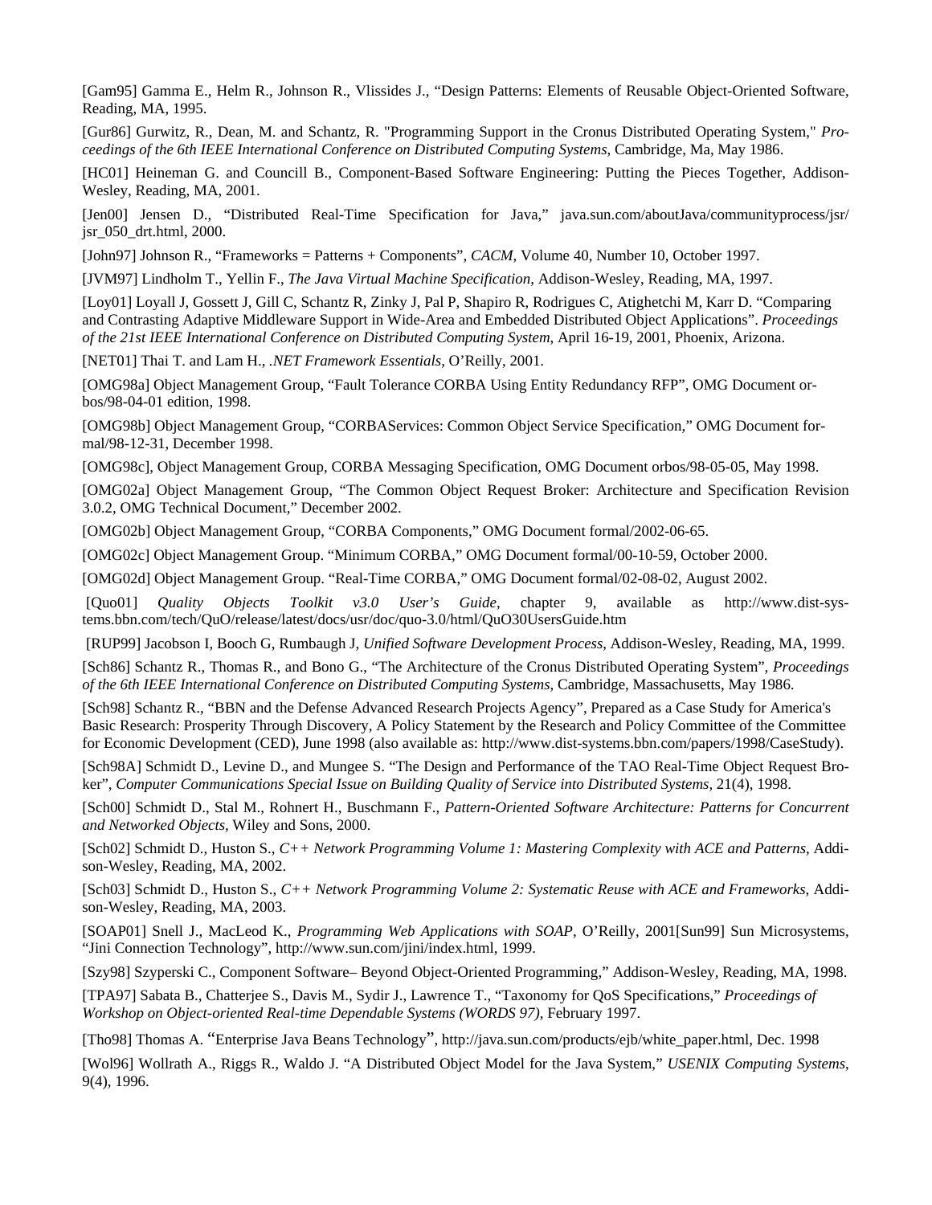[Gam95] Gamma E., Helm R., Johnson R., Vlissides J., "Design Patterns: Elements of Reusable Object-Oriented Software, Reading, MA, 1995.

[Gur86] Gurwitz, R., Dean, M. and Schantz, R. "Programming Support in the Cronus Distributed Operating System," *Proceedings of the 6th IEEE International Conference on Distributed Computing Systems*, Cambridge, Ma, May 1986.

[HC01] Heineman G. and Councill B., Component-Based Software Engineering: Putting the Pieces Together, Addison-Wesley, Reading, MA, 2001.

[Jen00] Jensen D., "Distributed Real-Time Specification for Java," java.sun.com/aboutJava/communityprocess/jsr/jsr_050_drt.html, 2000.

[John97] Johnson R., "Frameworks = Patterns + Components", *CACM*, Volume 40, Number 10, October 1997.

[JVM97] Lindholm T., Yellin F., *The Java Virtual Machine Specification*, Addison-Wesley, Reading, MA, 1997.

[Loy01] Loyall J, Gossett J, Gill C, Schantz R, Zinky J, Pal P, Shapiro R, Rodrigues C, Atighetchi M, Karr D. "Comparing and Contrasting Adaptive Middleware Support in Wide-Area and Embedded Distributed Object Applications". *Proceedings of the 21st IEEE International Conference on Distributed Computing System*, April 16-19, 2001, Phoenix, Arizona.

[NET01] Thai T. and Lam H., *.NET Framework Essentials*, O'Reilly, 2001.

[OMG98a] Object Management Group, "Fault Tolerance CORBA Using Entity Redundancy RFP", OMG Document orbos/98-04-01 edition, 1998.

[OMG98b] Object Management Group, "CORBAServices: Common Object Service Specification," OMG Document formal/98-12-31, December 1998.

[OMG98c], Object Management Group, CORBA Messaging Specification, OMG Document orbos/98-05-05, May 1998.

[OMG02a] Object Management Group, "The Common Object Request Broker: Architecture and Specification Revision 3.0.2, OMG Technical Document," December 2002.

[OMG02b] Object Management Group, "CORBA Components," OMG Document formal/2002-06-65.

[OMG02c] Object Management Group. "Minimum CORBA," OMG Document formal/00-10-59, October 2000.

[OMG02d] Object Management Group. "Real-Time CORBA," OMG Document formal/02-08-02, August 2002.

[Quo01] *Quality Objects Toolkit v3.0 User's Guide*, chapter 9, available as http://www.dist-systems.bbn.com/tech/QuO/release/latest/docs/usr/doc/quo-3.0/html/QuO30UsersGuide.htm

[RUP99] Jacobson I, Booch G, Rumbaugh J, *Unified Software Development Process*, Addison-Wesley, Reading, MA, 1999.

[Sch86] Schantz R., Thomas R., and Bono G., "The Architecture of the Cronus Distributed Operating System", *Proceedings of the 6th IEEE International Conference on Distributed Computing Systems*, Cambridge, Massachusetts, May 1986.

[Sch98] Schantz R., "BBN and the Defense Advanced Research Projects Agency", Prepared as a Case Study for America's Basic Research: Prosperity Through Discovery, A Policy Statement by the Research and Policy Committee of the Committee for Economic Development (CED), June 1998 (also available as: http://www.dist-systems.bbn.com/papers/1998/CaseStudy).

[Sch98A] Schmidt D., Levine D., and Mungee S. "The Design and Performance of the TAO Real-Time Object Request Broker", *Computer Communications Special Issue on Building Quality of Service into Distributed Systems*, 21(4), 1998.

[Sch00] Schmidt D., Stal M., Rohnert H., Buschmann F., *Pattern-Oriented Software Architecture: Patterns for Concurrent and Networked Objects*, Wiley and Sons, 2000.

[Sch02] Schmidt D., Huston S., *C++ Network Programming Volume 1: Mastering Complexity with ACE and Patterns*, Addison-Wesley, Reading, MA, 2002.

[Sch03] Schmidt D., Huston S., *C++ Network Programming Volume 2: Systematic Reuse with ACE and Frameworks*, Addison-Wesley, Reading, MA, 2003.

[SOAP01] Snell J., MacLeod K., *Programming Web Applications with SOAP*, O'Reilly, 2001[Sun99] Sun Microsystems, "Jini Connection Technology", http://www.sun.com/jini/index.html, 1999.

[Szy98] Szyperski C., Component Software– Beyond Object-Oriented Programming," Addison-Wesley, Reading, MA, 1998.

[TPA97] Sabata B., Chatterjee S., Davis M., Sydir J., Lawrence T., "Taxonomy for QoS Specifications," *Proceedings of Workshop on Object-oriented Real-time Dependable Systems (WORDS 97)*, February 1997.

[Tho98] Thomas A. "Enterprise Java Beans Technology", http://java.sun.com/products/ejb/white_paper.html, Dec. 1998

[Wol96] Wollrath A., Riggs R., Waldo J. "A Distributed Object Model for the Java System," *USENIX Computing Systems*, 9(4), 1996.